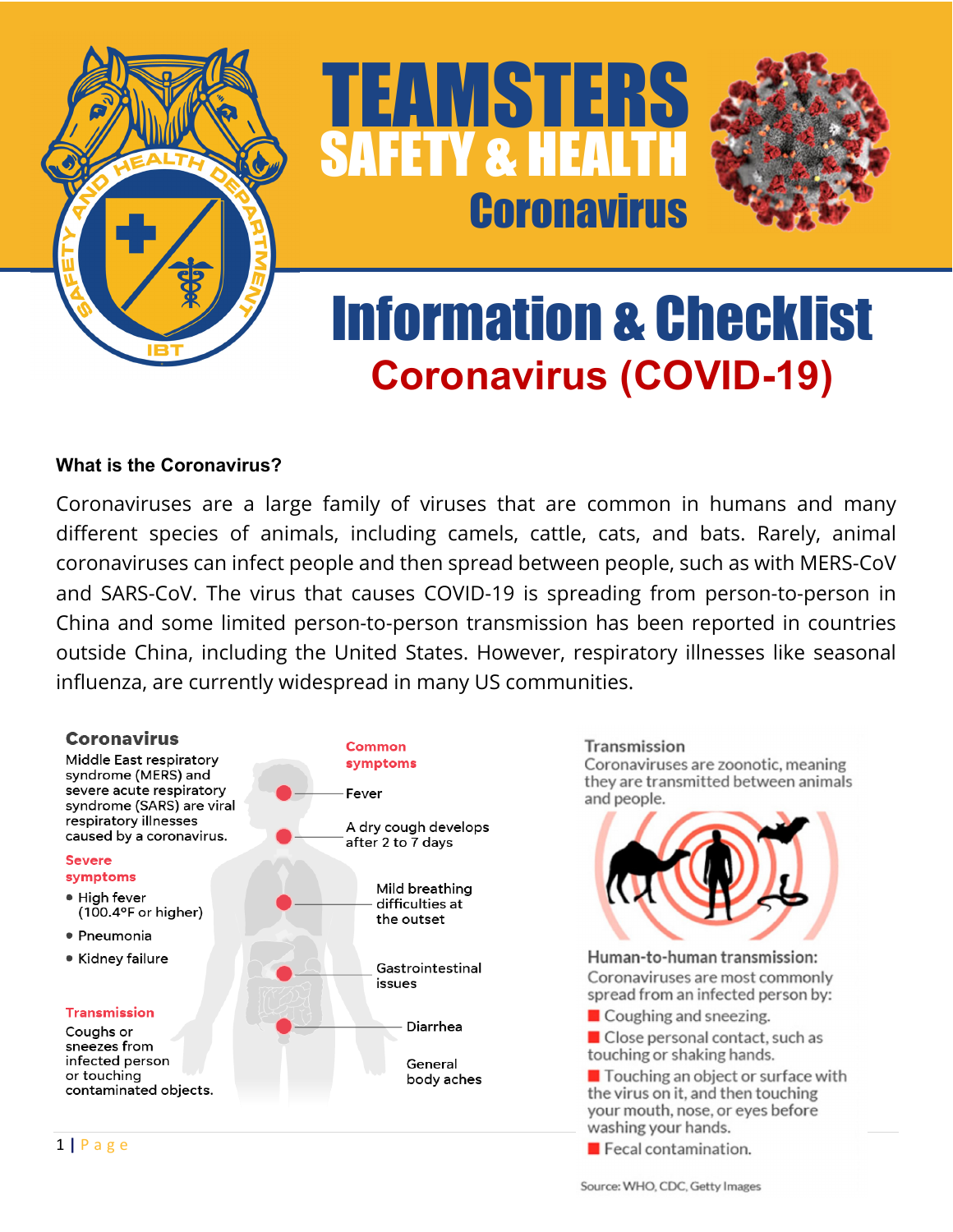# TEAMSTERS SAFETY & HEALTH Coronavirus

# Information & Checklist

## Coronavirus (COVID-19)

**What is the Coronavirus?**

Coronaviruses are a large family of viruses that are common in humans and many different species of animals, including camels, cattle, cats, and bats. Rarely, animal coronaviruses can infect people and then spread between people, such as with MERS-CoV and SARS-CoV. The virus that causes COVID-19 is spreading from person-to-person in China and some limited person-to-person transmission has been reported in countries outside China, including the United States. However, respiratory illnesses like seasonal influenza, are currently widespread in many US communities.

### Coronavirus

Middle East respiratory syndrome (MERS) and severe acute respiratory syndrome (SARS) are viral respiratory illnesses caused by a coronavirus.

**Severe symptoms**

- High fever (100.4°F or higher)
- Pneumonia
- Kidney failure

**Transmission**

Coughs or sneezes from infected person or touching contaminated objects.

**Common symptoms**

- Fever
- A dry cough develops after 2 to 7 days
- Mild breathing difficulties at the outset
- Gastrointestinal issues
- Diarrhea
- General body aches

### Transmission

Coronaviruses are zoonotic, meaning they are transmitted between animals and people.

**Human-to-human transmission:**

Coronaviruses are most commonly spread from an infected person by:

- Coughing and sneezing.
- Close personal contact, such as touching or shaking hands.
- Touching an object or surface with the virus on it, and then touching your mouth, nose, or eyes before washing your hands.
- Fecal contamination.

Source: WHO, CDC, Getty Images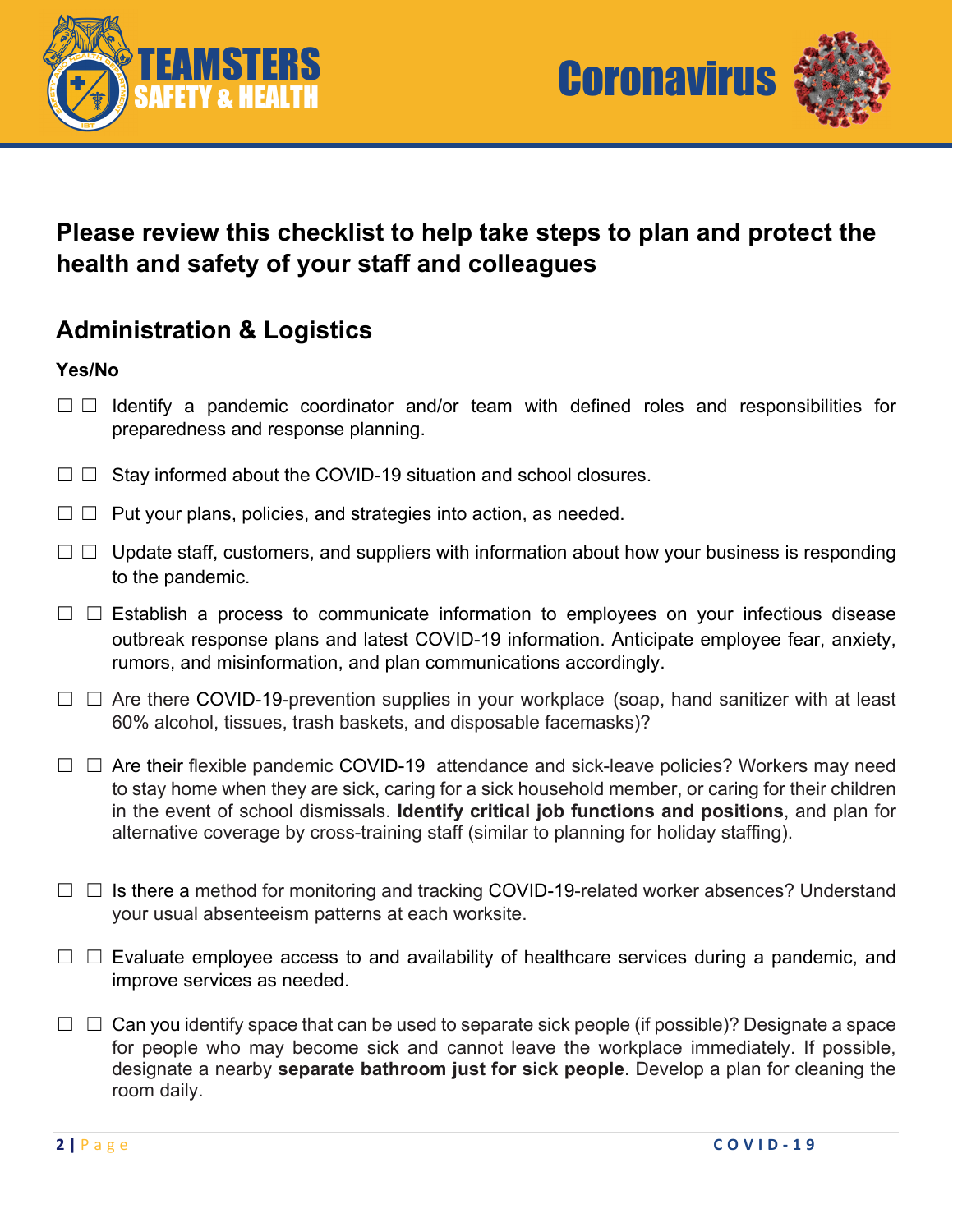## Please review this checklist to help take steps to plan and protect the health and safety of your staff and colleagues

## Administration & Logistics

**Yes/No**

☐ ☐ Identify a pandemic coordinator and/or team with defined roles and responsibilities for preparedness and response planning.

☐ ☐ Stay informed about the COVID-19 situation and school closures.

☐ ☐ Put your plans, policies, and strategies into action, as needed.

☐ ☐ Update staff, customers, and suppliers with information about how your business is responding to the pandemic.

☐ ☐ Establish a process to communicate information to employees on your infectious disease outbreak response plans and latest COVID-19 information. Anticipate employee fear, anxiety, rumors, and misinformation, and plan communications accordingly.

☐ ☐ Are there COVID-19-prevention supplies in your workplace (soap, hand sanitizer with at least 60% alcohol, tissues, trash baskets, and disposable facemasks)?

☐ ☐ Are their flexible pandemic COVID-19 attendance and sick-leave policies? Workers may need to stay home when they are sick, caring for a sick household member, or caring for their children in the event of school dismissals. **Identify critical job functions and positions**, and plan for alternative coverage by cross-training staff (similar to planning for holiday staffing).

☐ ☐ Is there a method for monitoring and tracking COVID-19-related worker absences? Understand your usual absenteeism patterns at each worksite.

☐ ☐ Evaluate employee access to and availability of healthcare services during a pandemic, and improve services as needed.

☐ ☐ Can you identify space that can be used to separate sick people (if possible)? Designate a space for people who may become sick and cannot leave the workplace immediately. If possible, designate a nearby **separate bathroom just for sick people**. Develop a plan for cleaning the room daily.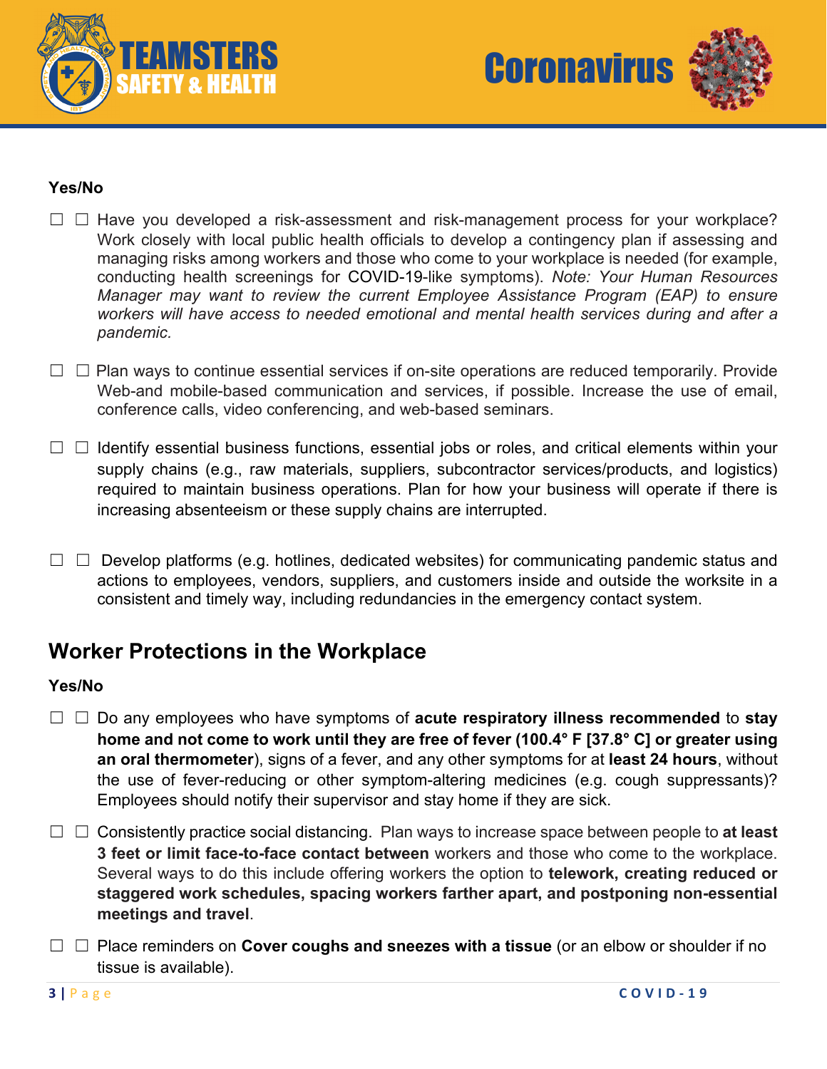**Yes/No**

☐ ☐ Have you developed a risk-assessment and risk-management process for your workplace? Work closely with local public health officials to develop a contingency plan if assessing and managing risks among workers and those who come to your workplace is needed (for example, conducting health screenings for COVID-19-like symptoms). *Note: Your Human Resources Manager may want to review the current Employee Assistance Program (EAP) to ensure workers will have access to needed emotional and mental health services during and after a pandemic.*

☐ ☐ Plan ways to continue essential services if on-site operations are reduced temporarily. Provide Web-and mobile-based communication and services, if possible. Increase the use of email, conference calls, video conferencing, and web-based seminars.

☐ ☐ Identify essential business functions, essential jobs or roles, and critical elements within your supply chains (e.g., raw materials, suppliers, subcontractor services/products, and logistics) required to maintain business operations. Plan for how your business will operate if there is increasing absenteeism or these supply chains are interrupted.

☐ ☐ Develop platforms (e.g. hotlines, dedicated websites) for communicating pandemic status and actions to employees, vendors, suppliers, and customers inside and outside the worksite in a consistent and timely way, including redundancies in the emergency contact system.

## Worker Protections in the Workplace

**Yes/No**

☐ ☐ Do any employees who have symptoms of **acute respiratory illness recommended** to **stay home and not come to work until they are free of fever (100.4° F [37.8° C] or greater using an oral thermometer**), signs of a fever, and any other symptoms for at **least 24 hours**, without the use of fever-reducing or other symptom-altering medicines (e.g. cough suppressants)? Employees should notify their supervisor and stay home if they are sick.

☐ ☐ Consistently practice social distancing. Plan ways to increase space between people to **at least 3 feet or limit face-to-face contact between** workers and those who come to the workplace. Several ways to do this include offering workers the option to **telework, creating reduced or staggered work schedules, spacing workers farther apart, and postponing non-essential meetings and travel**.

☐ ☐ Place reminders on **Cover coughs and sneezes with a tissue** (or an elbow or shoulder if no tissue is available).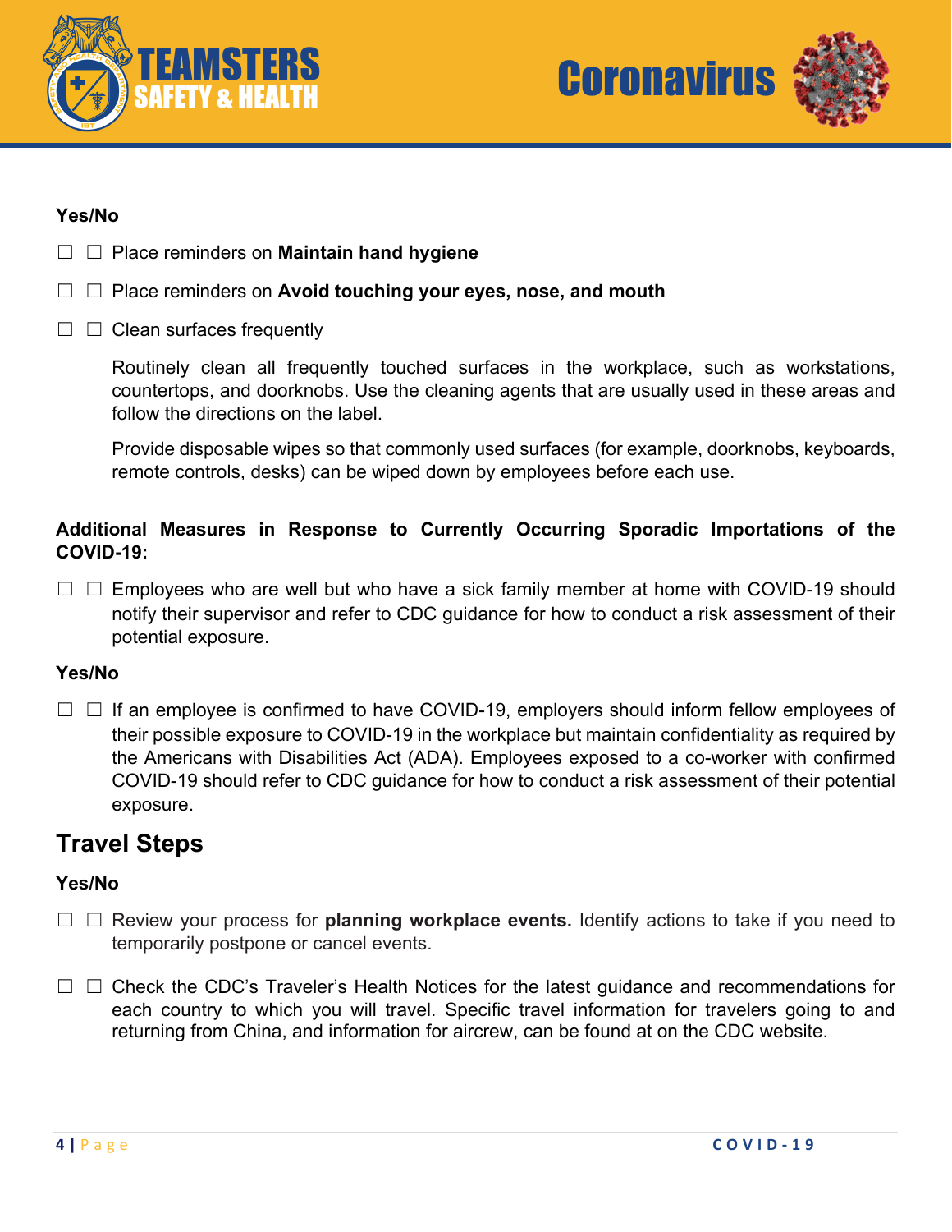**Yes/No**

☐ ☐ Place reminders on **Maintain hand hygiene**

☐ ☐ Place reminders on **Avoid touching your eyes, nose, and mouth**

☐ ☐ Clean surfaces frequently

Routinely clean all frequently touched surfaces in the workplace, such as workstations, countertops, and doorknobs. Use the cleaning agents that are usually used in these areas and follow the directions on the label.

Provide disposable wipes so that commonly used surfaces (for example, doorknobs, keyboards, remote controls, desks) can be wiped down by employees before each use.

**Additional Measures in Response to Currently Occurring Sporadic Importations of the COVID-19:**

☐ ☐ Employees who are well but who have a sick family member at home with COVID-19 should notify their supervisor and refer to CDC guidance for how to conduct a risk assessment of their potential exposure.

**Yes/No**

☐ ☐ If an employee is confirmed to have COVID-19, employers should inform fellow employees of their possible exposure to COVID-19 in the workplace but maintain confidentiality as required by the Americans with Disabilities Act (ADA). Employees exposed to a co-worker with confirmed COVID-19 should refer to CDC guidance for how to conduct a risk assessment of their potential exposure.

## Travel Steps

**Yes/No**

☐ ☐ Review your process for **planning workplace events.** Identify actions to take if you need to temporarily postpone or cancel events.

☐ ☐ Check the CDC's Traveler's Health Notices for the latest guidance and recommendations for each country to which you will travel. Specific travel information for travelers going to and returning from China, and information for aircrew, can be found at on the CDC website.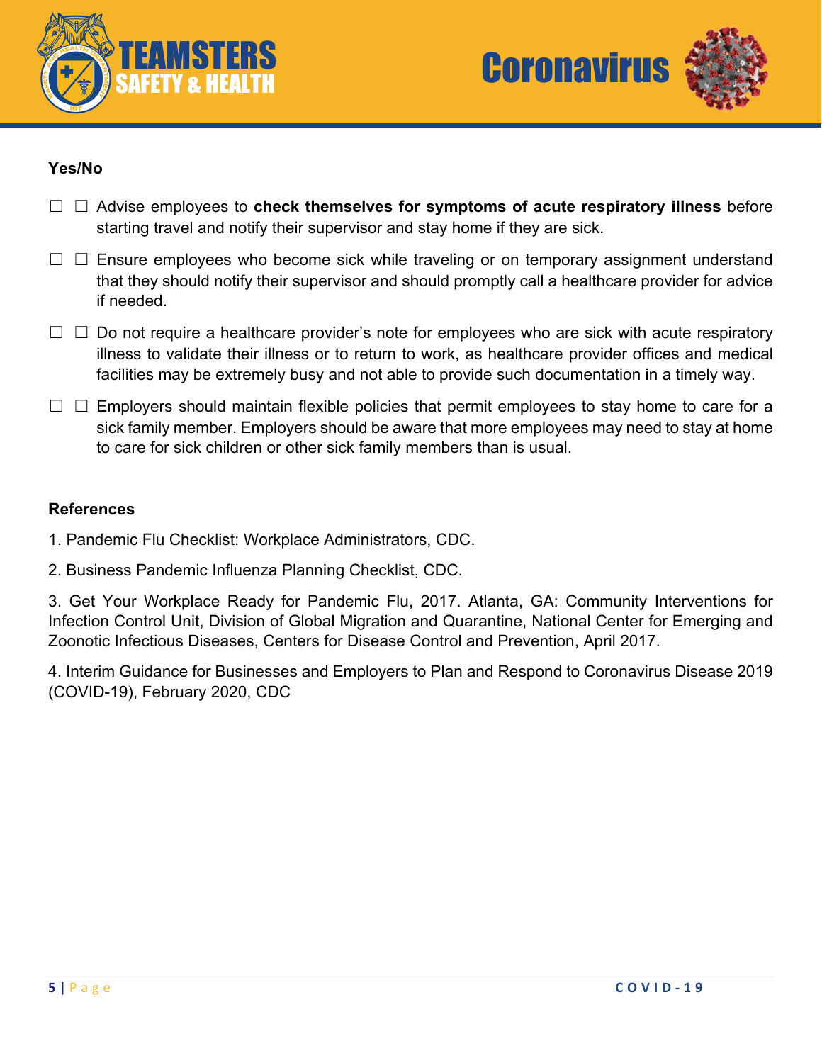**Yes/No**

☐ ☐ Advise employees to **check themselves for symptoms of acute respiratory illness** before starting travel and notify their supervisor and stay home if they are sick.

☐ ☐ Ensure employees who become sick while traveling or on temporary assignment understand that they should notify their supervisor and should promptly call a healthcare provider for advice if needed.

☐ ☐ Do not require a healthcare provider's note for employees who are sick with acute respiratory illness to validate their illness or to return to work, as healthcare provider offices and medical facilities may be extremely busy and not able to provide such documentation in a timely way.

☐ ☐ Employers should maintain flexible policies that permit employees to stay home to care for a sick family member. Employers should be aware that more employees may need to stay at home to care for sick children or other sick family members than is usual.

**References**

1. Pandemic Flu Checklist: Workplace Administrators, CDC.

2. Business Pandemic Influenza Planning Checklist, CDC.

3. Get Your Workplace Ready for Pandemic Flu, 2017. Atlanta, GA: Community Interventions for Infection Control Unit, Division of Global Migration and Quarantine, National Center for Emerging and Zoonotic Infectious Diseases, Centers for Disease Control and Prevention, April 2017.

4. Interim Guidance for Businesses and Employers to Plan and Respond to Coronavirus Disease 2019 (COVID-19), February 2020, CDC